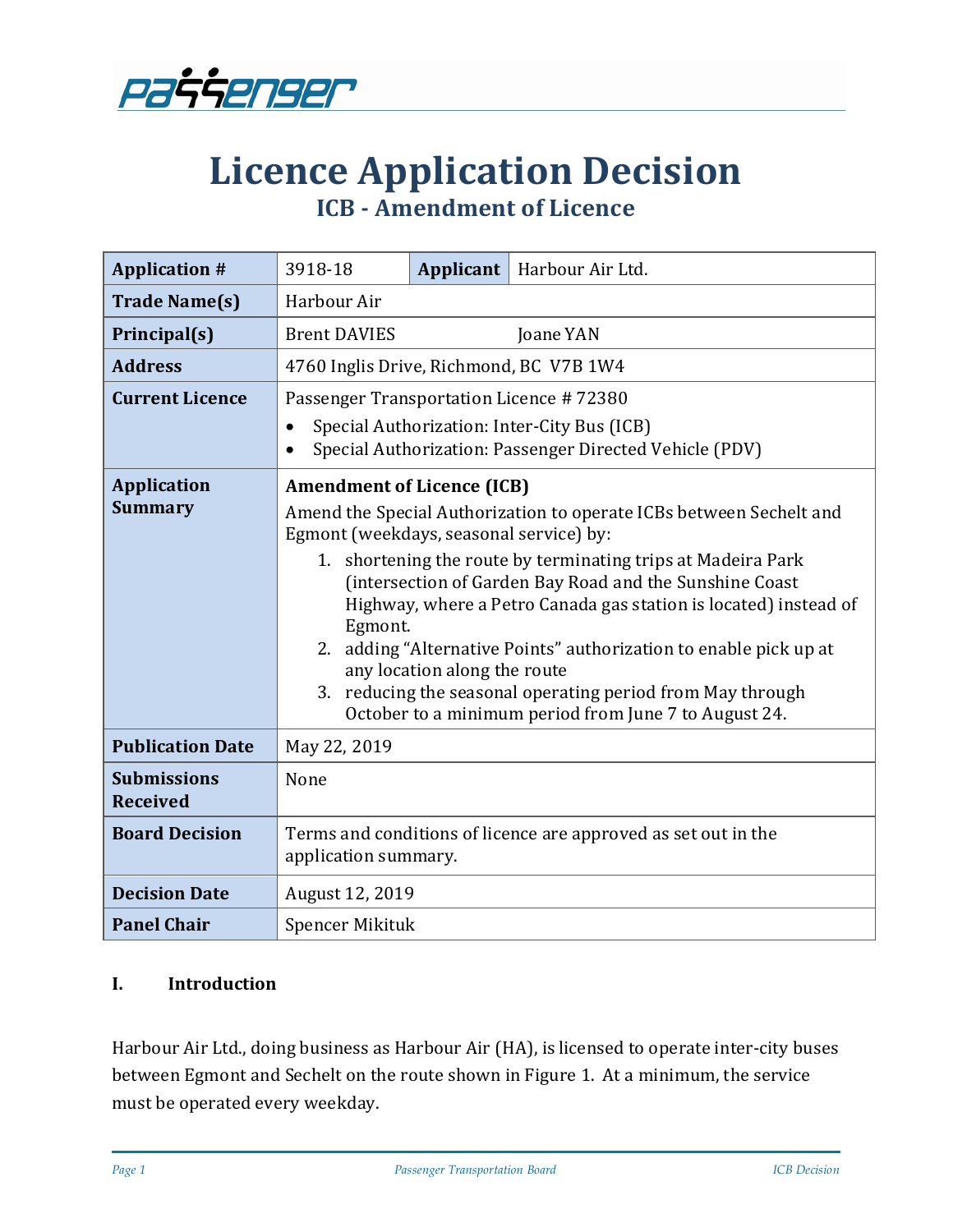# Licence Application Decision

## ICB - Amendment of Licence

| Application # | 3918-18 | Applicant | Harbour Air Ltd. |
|---|---|---|---|
| Trade Name(s) | Harbour Air | | |
| Principal(s) | Brent DAVIES &nbsp;&nbsp;&nbsp;&nbsp; Joane YAN | | |
| Address | 4760 Inglis Drive, Richmond, BC V7B 1W4 | | |
| Current Licence | Passenger Transportation Licence # 72380<br>• Special Authorization: Inter-City Bus (ICB)<br>• Special Authorization: Passenger Directed Vehicle (PDV) | | |
| Application Summary | **Amendment of Licence (ICB)**<br>Amend the Special Authorization to operate ICBs between Sechelt and Egmont (weekdays, seasonal service) by:<br>1. shortening the route by terminating trips at Madeira Park (intersection of Garden Bay Road and the Sunshine Coast Highway, where a Petro Canada gas station is located) instead of Egmont.<br>2. adding "Alternative Points" authorization to enable pick up at any location along the route<br>3. reducing the seasonal operating period from May through October to a minimum period from June 7 to August 24. | | |
| Publication Date | May 22, 2019 | | |
| Submissions Received | None | | |
| Board Decision | Terms and conditions of licence are approved as set out in the application summary. | | |
| Decision Date | August 12, 2019 | | |
| Panel Chair | Spencer Mikituk | | |

### I. Introduction

Harbour Air Ltd., doing business as Harbour Air (HA), is licensed to operate inter-city buses between Egmont and Sechelt on the route shown in Figure 1. At a minimum, the service must be operated every weekday.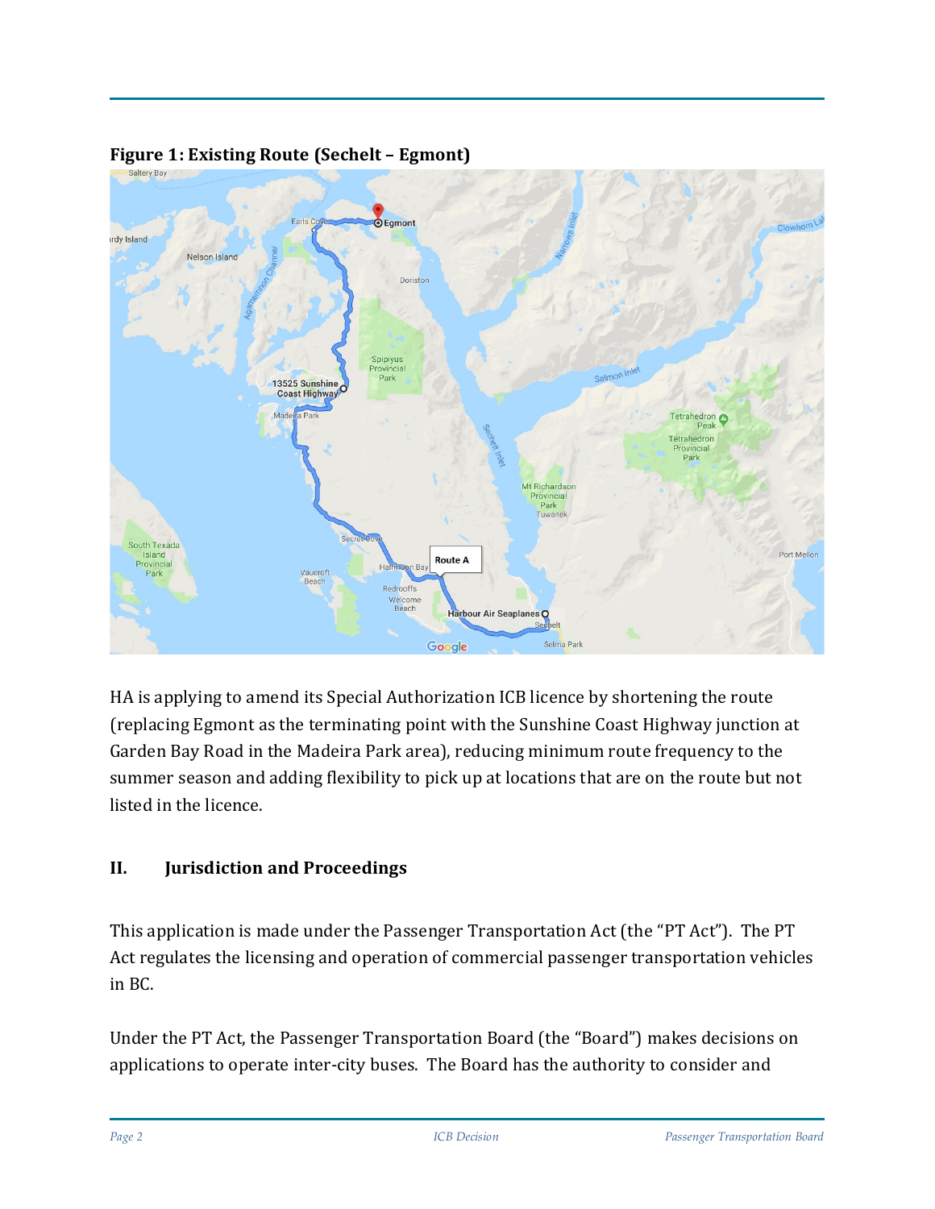**Figure 1: Existing Route (Sechelt – Egmont)**

HA is applying to amend its Special Authorization ICB licence by shortening the route (replacing Egmont as the terminating point with the Sunshine Coast Highway junction at Garden Bay Road in the Madeira Park area), reducing minimum route frequency to the summer season and adding flexibility to pick up at locations that are on the route but not listed in the licence.

## II. Jurisdiction and Proceedings

This application is made under the Passenger Transportation Act (the "PT Act"). The PT Act regulates the licensing and operation of commercial passenger transportation vehicles in BC.

Under the PT Act, the Passenger Transportation Board (the "Board") makes decisions on applications to operate inter-city buses. The Board has the authority to consider and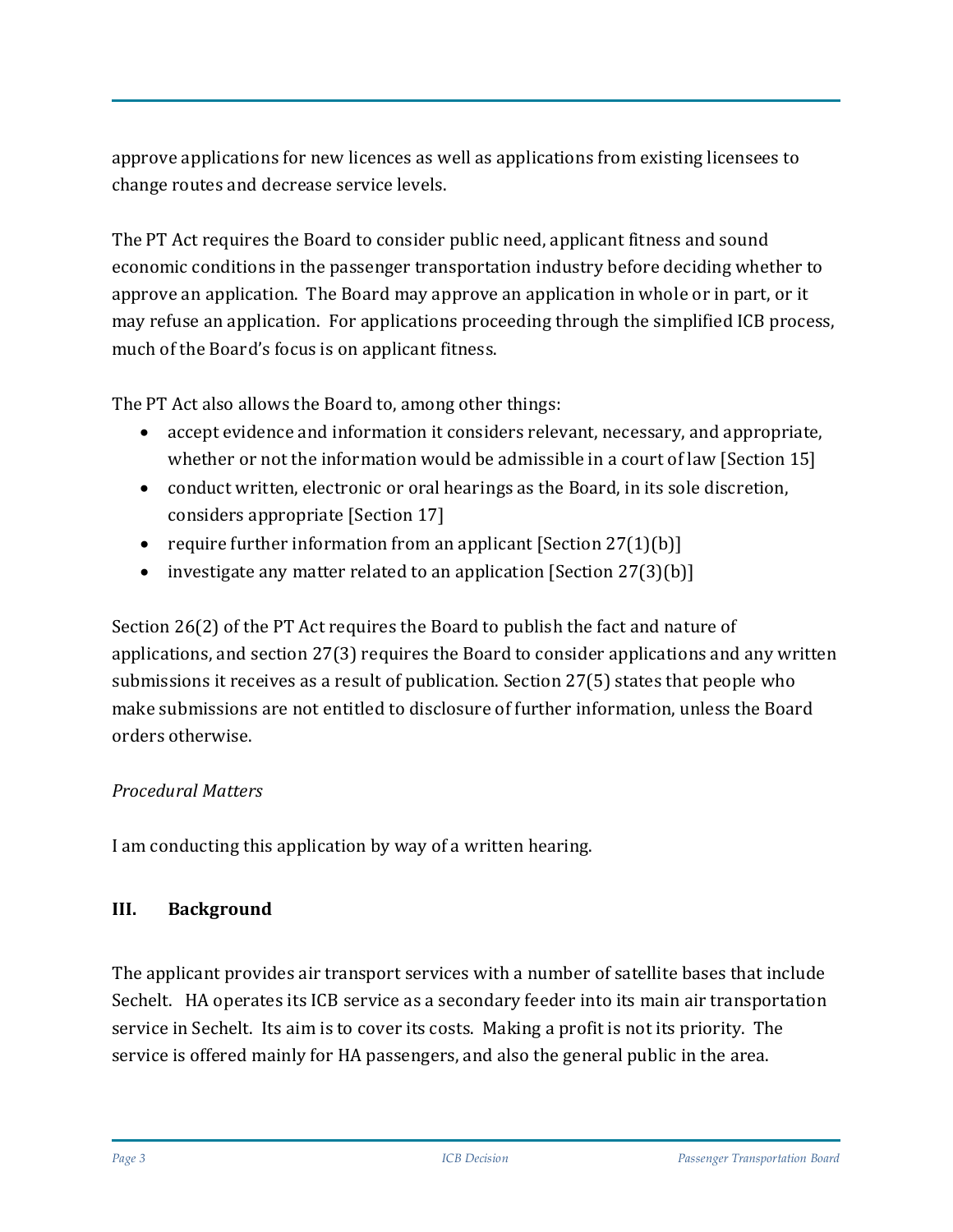approve applications for new licences as well as applications from existing licensees to change routes and decrease service levels.

The PT Act requires the Board to consider public need, applicant fitness and sound economic conditions in the passenger transportation industry before deciding whether to approve an application. The Board may approve an application in whole or in part, or it may refuse an application. For applications proceeding through the simplified ICB process, much of the Board's focus is on applicant fitness.

The PT Act also allows the Board to, among other things:

- accept evidence and information it considers relevant, necessary, and appropriate, whether or not the information would be admissible in a court of law [Section 15]
- conduct written, electronic or oral hearings as the Board, in its sole discretion, considers appropriate [Section 17]
- require further information from an applicant [Section 27(1)(b)]
- investigate any matter related to an application [Section 27(3)(b)]

Section 26(2) of the PT Act requires the Board to publish the fact and nature of applications, and section 27(3) requires the Board to consider applications and any written submissions it receives as a result of publication. Section 27(5) states that people who make submissions are not entitled to disclosure of further information, unless the Board orders otherwise.

*Procedural Matters*

I am conducting this application by way of a written hearing.

## III. Background

The applicant provides air transport services with a number of satellite bases that include Sechelt. HA operates its ICB service as a secondary feeder into its main air transportation service in Sechelt. Its aim is to cover its costs. Making a profit is not its priority. The service is offered mainly for HA passengers, and also the general public in the area.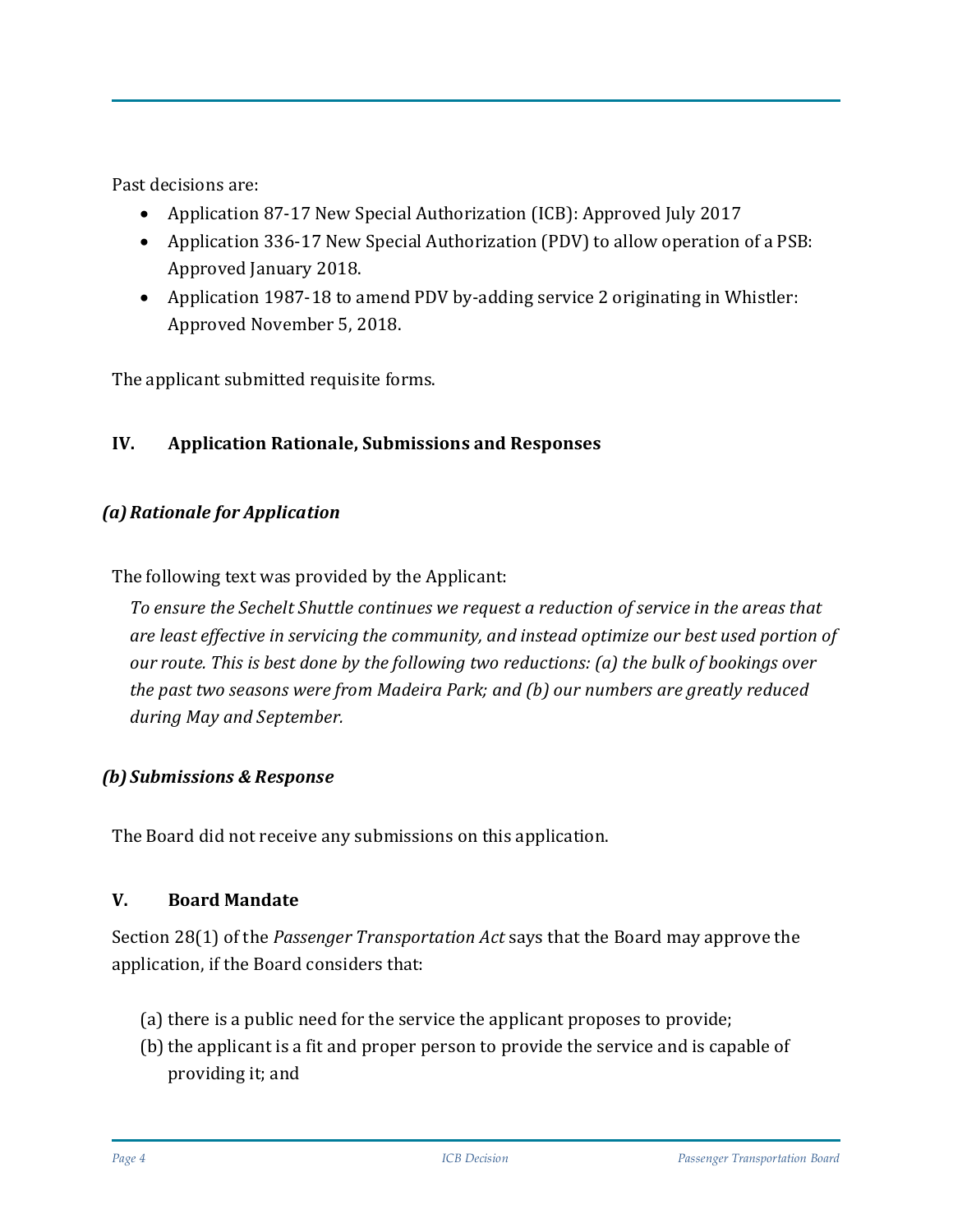Past decisions are:

- Application 87-17 New Special Authorization (ICB): Approved July 2017
- Application 336-17 New Special Authorization (PDV) to allow operation of a PSB: Approved January 2018.
- Application 1987-18 to amend PDV by-adding service 2 originating in Whistler: Approved November 5, 2018.

The applicant submitted requisite forms.

## IV. Application Rationale, Submissions and Responses

### *(a) Rationale for Application*

The following text was provided by the Applicant:

*To ensure the Sechelt Shuttle continues we request a reduction of service in the areas that are least effective in servicing the community, and instead optimize our best used portion of our route. This is best done by the following two reductions: (a) the bulk of bookings over the past two seasons were from Madeira Park; and (b) our numbers are greatly reduced during May and September.*

### *(b) Submissions & Response*

The Board did not receive any submissions on this application.

## V. Board Mandate

Section 28(1) of the *Passenger Transportation Act* says that the Board may approve the application, if the Board considers that:

(a) there is a public need for the service the applicant proposes to provide;

(b) the applicant is a fit and proper person to provide the service and is capable of providing it; and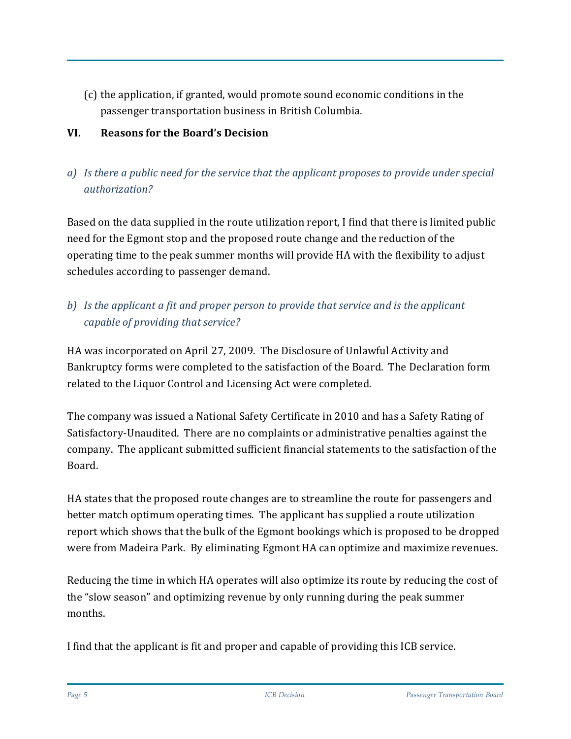(c) the application, if granted, would promote sound economic conditions in the passenger transportation business in British Columbia.

## VI. Reasons for the Board's Decision

*a) Is there a public need for the service that the applicant proposes to provide under special authorization?*

Based on the data supplied in the route utilization report, I find that there is limited public need for the Egmont stop and the proposed route change and the reduction of the operating time to the peak summer months will provide HA with the flexibility to adjust schedules according to passenger demand.

*b) Is the applicant a fit and proper person to provide that service and is the applicant capable of providing that service?*

HA was incorporated on April 27, 2009. The Disclosure of Unlawful Activity and Bankruptcy forms were completed to the satisfaction of the Board. The Declaration form related to the Liquor Control and Licensing Act were completed.

The company was issued a National Safety Certificate in 2010 and has a Safety Rating of Satisfactory-Unaudited. There are no complaints or administrative penalties against the company. The applicant submitted sufficient financial statements to the satisfaction of the Board.

HA states that the proposed route changes are to streamline the route for passengers and better match optimum operating times. The applicant has supplied a route utilization report which shows that the bulk of the Egmont bookings which is proposed to be dropped were from Madeira Park. By eliminating Egmont HA can optimize and maximize revenues.

Reducing the time in which HA operates will also optimize its route by reducing the cost of the "slow season" and optimizing revenue by only running during the peak summer months.

I find that the applicant is fit and proper and capable of providing this ICB service.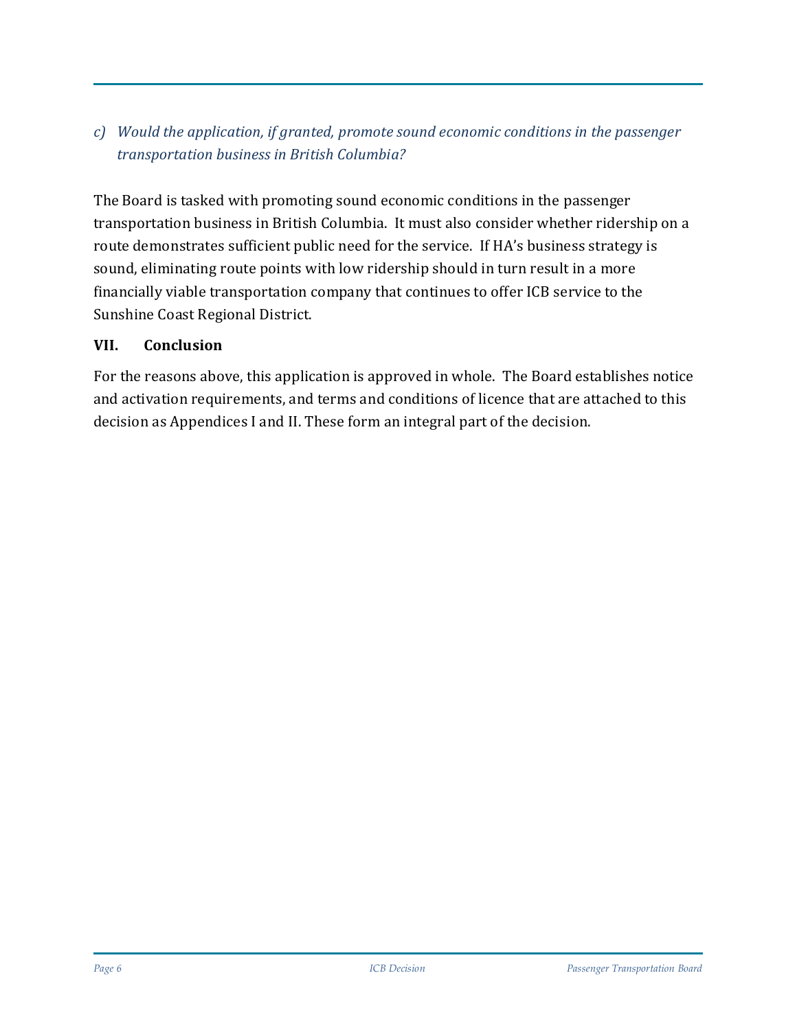*c) Would the application, if granted, promote sound economic conditions in the passenger transportation business in British Columbia?*

The Board is tasked with promoting sound economic conditions in the passenger transportation business in British Columbia. It must also consider whether ridership on a route demonstrates sufficient public need for the service. If HA's business strategy is sound, eliminating route points with low ridership should in turn result in a more financially viable transportation company that continues to offer ICB service to the Sunshine Coast Regional District.

## VII. Conclusion

For the reasons above, this application is approved in whole. The Board establishes notice and activation requirements, and terms and conditions of licence that are attached to this decision as Appendices I and II. These form an integral part of the decision.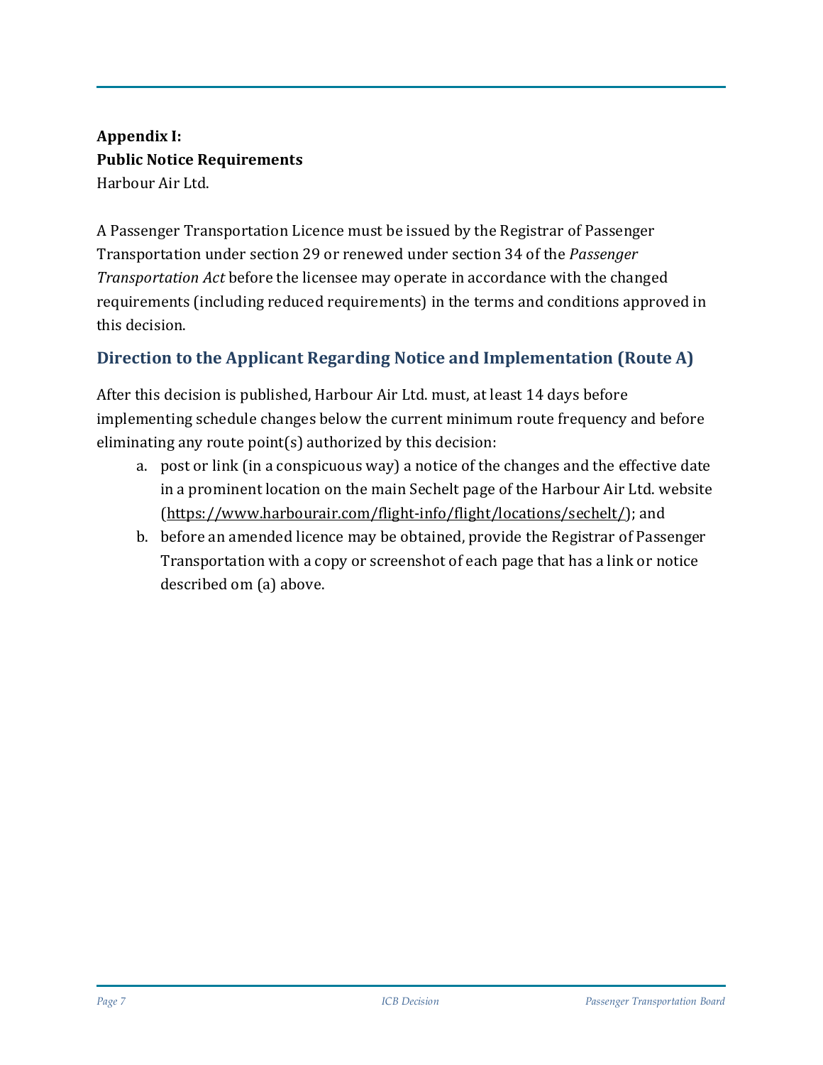**Appendix I:**
**Public Notice Requirements**
Harbour Air Ltd.

A Passenger Transportation Licence must be issued by the Registrar of Passenger Transportation under section 29 or renewed under section 34 of the *Passenger Transportation Act* before the licensee may operate in accordance with the changed requirements (including reduced requirements) in the terms and conditions approved in this decision.

## Direction to the Applicant Regarding Notice and Implementation (Route A)

After this decision is published, Harbour Air Ltd. must, at least 14 days before implementing schedule changes below the current minimum route frequency and before eliminating any route point(s) authorized by this decision:

a. post or link (in a conspicuous way) a notice of the changes and the effective date in a prominent location on the main Sechelt page of the Harbour Air Ltd. website (https://www.harbourair.com/flight-info/flight/locations/sechelt/); and
b. before an amended licence may be obtained, provide the Registrar of Passenger Transportation with a copy or screenshot of each page that has a link or notice described om (a) above.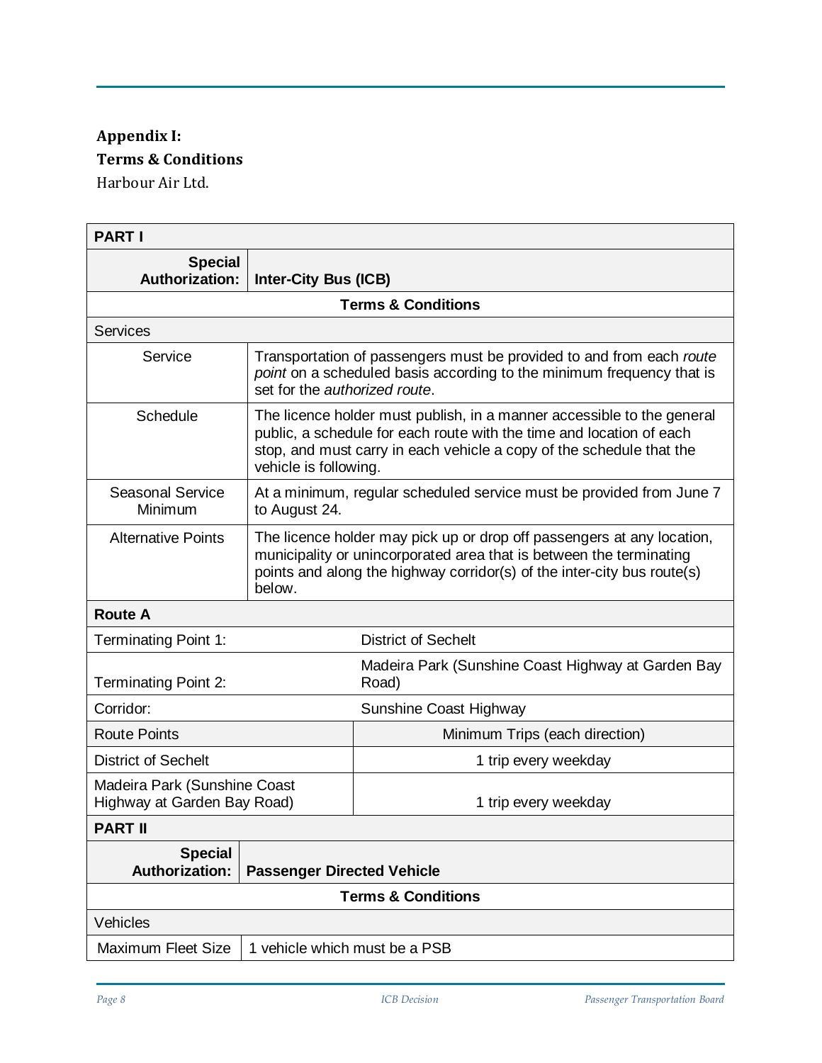## Appendix I:
## Terms & Conditions

Harbour Air Ltd.

| **PART I** | |
|---|---|
| **Special Authorization:** | **Inter-City Bus (ICB)** |
| **Terms & Conditions** | |
| Services | |
| Service | Transportation of passengers must be provided to and from each *route point* on a scheduled basis according to the minimum frequency that is set for the *authorized route*. |
| Schedule | The licence holder must publish, in a manner accessible to the general public, a schedule for each route with the time and location of each stop, and must carry in each vehicle a copy of the schedule that the vehicle is following. |
| Seasonal Service Minimum | At a minimum, regular scheduled service must be provided from June 7 to August 24. |
| Alternative Points | The licence holder may pick up or drop off passengers at any location, municipality or unincorporated area that is between the terminating points and along the highway corridor(s) of the inter-city bus route(s) below. |
| **Route A** | |
| Terminating Point 1: | District of Sechelt |
| Terminating Point 2: | Madeira Park (Sunshine Coast Highway at Garden Bay Road) |
| Corridor: | Sunshine Coast Highway |
| Route Points | Minimum Trips (each direction) |
| District of Sechelt | 1 trip every weekday |
| Madeira Park (Sunshine Coast Highway at Garden Bay Road) | 1 trip every weekday |

| **PART II** | |
|---|---|
| **Special Authorization:** | **Passenger Directed Vehicle** |
| **Terms & Conditions** | |
| Vehicles | |
| Maximum Fleet Size | 1 vehicle which must be a PSB |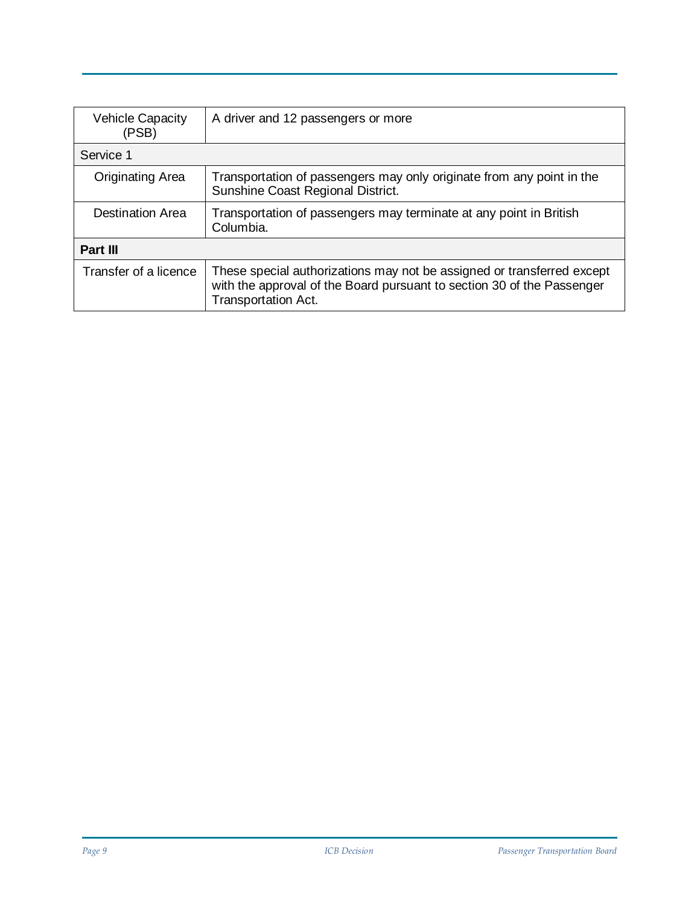| | |
|---|---|
| Vehicle Capacity (PSB) | A driver and 12 passengers or more |
| Service 1 | |
| Originating Area | Transportation of passengers may only originate from any point in the Sunshine Coast Regional District. |
| Destination Area | Transportation of passengers may terminate at any point in British Columbia. |
| **Part III** | |
| Transfer of a licence | These special authorizations may not be assigned or transferred except with the approval of the Board pursuant to section 30 of the Passenger Transportation Act. |